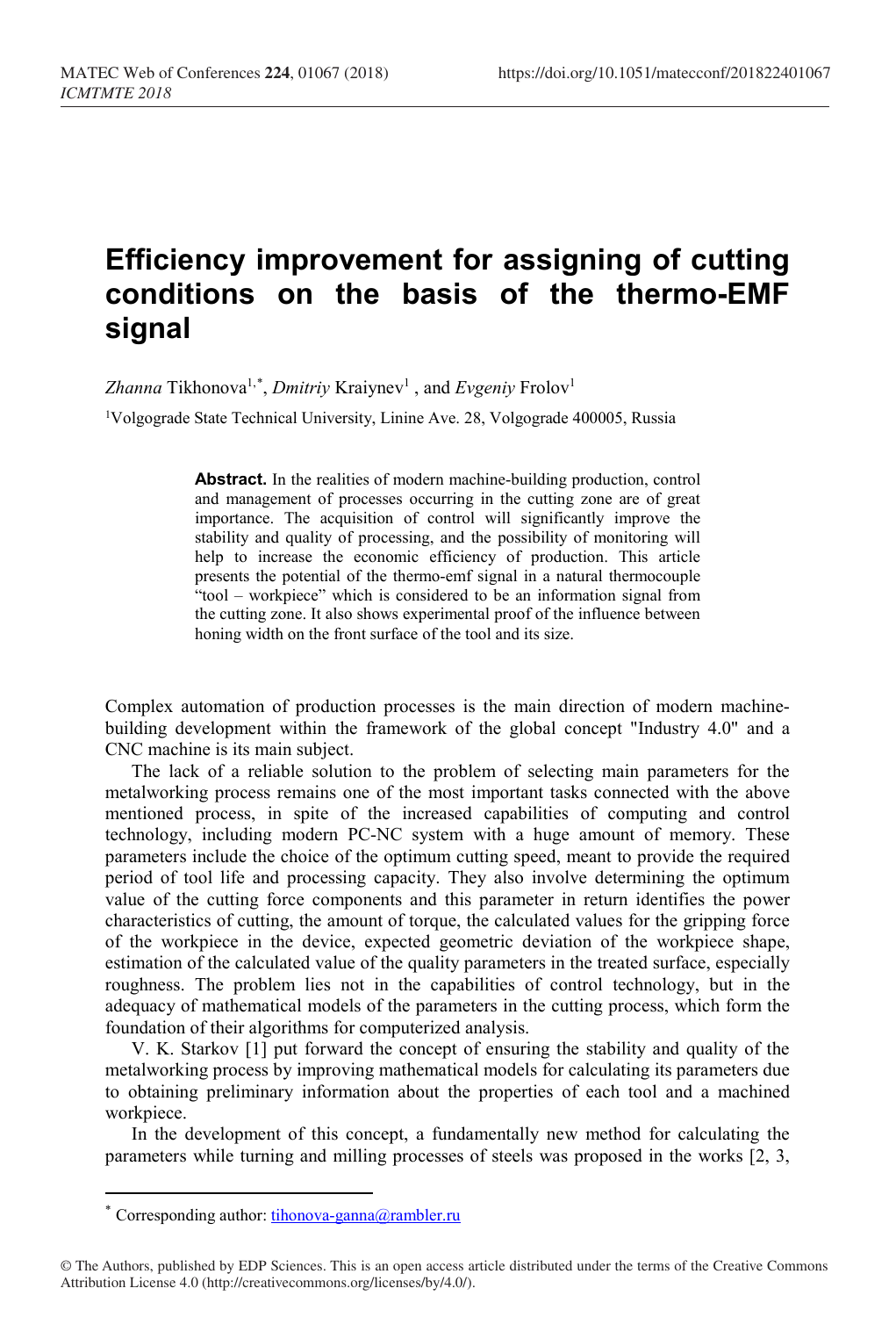# Efficiency improvement for assigning of cutting conditions on the basis of the thermo-EMF signal

*Zhanna* Tikhonova[1,*], *Dmitriy* Kraiynev[1] , and *Evgeniy* Frolov[1]

[1]Volgograde State Technical University, Linine Ave. 28, Volgograde 400005, Russia

**Abstract.** In the realities of modern machine-building production, control and management of processes occurring in the cutting zone are of great importance. The acquisition of control will significantly improve the stability and quality of processing, and the possibility of monitoring will help to increase the economic efficiency of production. This article presents the potential of the thermo-emf signal in a natural thermocouple "tool – workpiece" which is considered to be an information signal from the cutting zone. It also shows experimental proof of the influence between honing width on the front surface of the tool and its size.

Complex automation of production processes is the main direction of modern machine-building development within the framework of the global concept "Industry 4.0" and a CNC machine is its main subject.

The lack of a reliable solution to the problem of selecting main parameters for the metalworking process remains one of the most important tasks connected with the above mentioned process, in spite of the increased capabilities of computing and control technology, including modern PC-NC system with a huge amount of memory. These parameters include the choice of the optimum cutting speed, meant to provide the required period of tool life and processing capacity. They also involve determining the optimum value of the cutting force components and this parameter in return identifies the power characteristics of cutting, the amount of torque, the calculated values for the gripping force of the workpiece in the device, expected geometric deviation of the workpiece shape, estimation of the calculated value of the quality parameters in the treated surface, especially roughness. The problem lies not in the capabilities of control technology, but in the adequacy of mathematical models of the parameters in the cutting process, which form the foundation of their algorithms for computerized analysis.

V. K. Starkov [1] put forward the concept of ensuring the stability and quality of the metalworking process by improving mathematical models for calculating its parameters due to obtaining preliminary information about the properties of each tool and a machined workpiece.

In the development of this concept, a fundamentally new method for calculating the parameters while turning and milling processes of steels was proposed in the works [2, 3,

[*] Corresponding author: tihonova-ganna@rambler.ru

© The Authors, published by EDP Sciences. This is an open access article distributed under the terms of the Creative Commons Attribution License 4.0 (http://creativecommons.org/licenses/by/4.0/).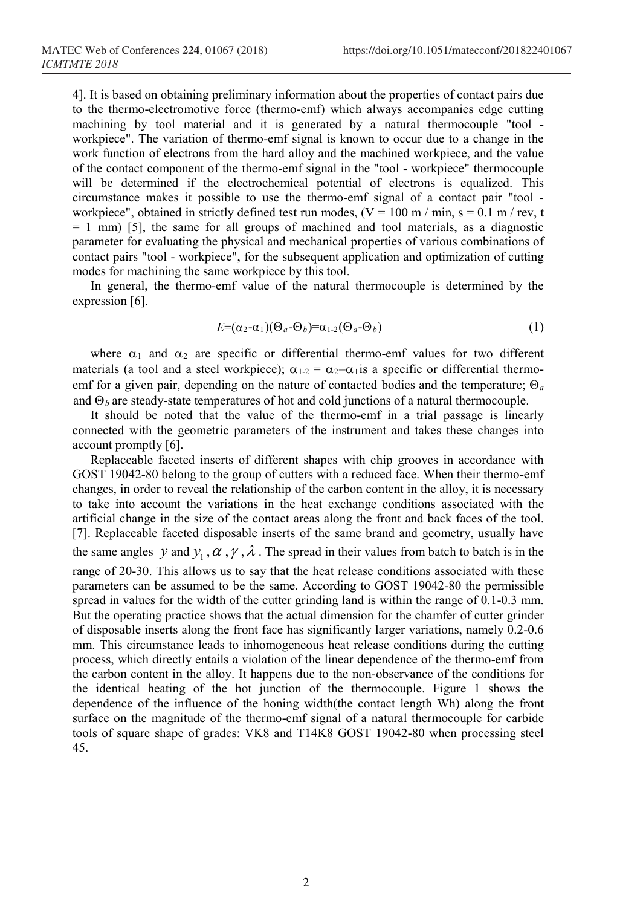4]. It is based on obtaining preliminary information about the properties of contact pairs due to the thermo-electromotive force (thermo-emf) which always accompanies edge cutting machining by tool material and it is generated by a natural thermocouple "tool - workpiece". The variation of thermo-emf signal is known to occur due to a change in the work function of electrons from the hard alloy and the machined workpiece, and the value of the contact component of the thermo-emf signal in the "tool - workpiece" thermocouple will be determined if the electrochemical potential of electrons is equalized. This circumstance makes it possible to use the thermo-emf signal of a contact pair "tool - workpiece", obtained in strictly defined test run modes, ($V$ = 100 m / min, $s$ = 0.1 m / rev, $t$ = 1 mm) [5], the same for all groups of machined and tool materials, as a diagnostic parameter for evaluating the physical and mechanical properties of various combinations of contact pairs "tool - workpiece", for the subsequent application and optimization of cutting modes for machining the same workpiece by this tool.

In general, the thermo-emf value of the natural thermocouple is determined by the expression [6].

$$E=(\alpha_2-\alpha_1)(\Theta_a-\Theta_b)=\alpha_{1\text{-}2}(\Theta_a-\Theta_b) \tag{1}$$

where $\alpha_1$ and $\alpha_2$ are specific or differential thermo-emf values for two different materials (a tool and a steel workpiece); $\alpha_{1\text{-}2} = \alpha_2-\alpha_1$is a specific or differential thermo-emf for a given pair, depending on the nature of contacted bodies and the temperature; $\Theta_a$ and $\Theta_b$ are steady-state temperatures of hot and cold junctions of a natural thermocouple.

It should be noted that the value of the thermo-emf in a trial passage is linearly connected with the geometric parameters of the instrument and takes these changes into account promptly [6].

Replaceable faceted inserts of different shapes with chip grooves in accordance with GOST 19042-80 belong to the group of cutters with a reduced face. When their thermo-emf changes, in order to reveal the relationship of the carbon content in the alloy, it is necessary to take into account the variations in the heat exchange conditions associated with the artificial change in the size of the contact areas along the front and back faces of the tool. [7]. Replaceable faceted disposable inserts of the same brand and geometry, usually have the same angles $y$ and $y_1$, $\alpha$, $\gamma$, $\lambda$. The spread in their values from batch to batch is in the range of 20-30. This allows us to say that the heat release conditions associated with these parameters can be assumed to be the same. According to GOST 19042-80 the permissible spread in values for the width of the cutter grinding land is within the range of 0.1-0.3 mm. But the operating practice shows that the actual dimension for the chamfer of cutter grinder of disposable inserts along the front face has significantly larger variations, namely 0.2-0.6 mm. This circumstance leads to inhomogeneous heat release conditions during the cutting process, which directly entails a violation of the linear dependence of the thermo-emf from the carbon content in the alloy. It happens due to the non-observance of the conditions for the identical heating of the hot junction of the thermocouple. Figure 1 shows the dependence of the influence of the honing width(the contact length Wh) along the front surface on the magnitude of the thermo-emf signal of a natural thermocouple for carbide tools of square shape of grades: VK8 and T14K8 GOST 19042-80 when processing steel 45.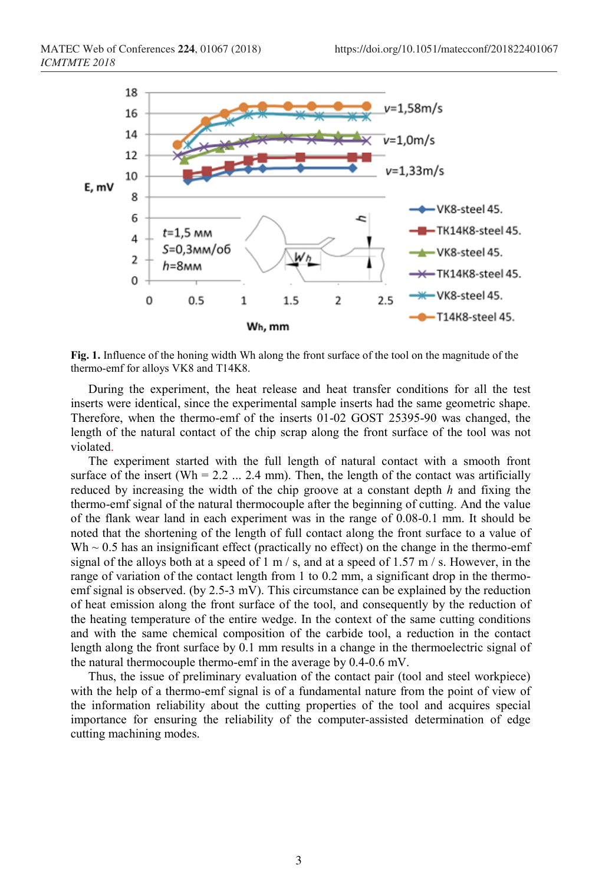**Fig. 1.** Influence of the honing width Wh along the front surface of the tool on the magnitude of the thermo-emf for alloys VK8 and T14K8.

During the experiment, the heat release and heat transfer conditions for all the test inserts were identical, since the experimental sample inserts had the same geometric shape. Therefore, when the thermo-emf of the inserts 01-02 GOST 25395-90 was changed, the length of the natural contact of the chip scrap along the front surface of the tool was not violated.

The experiment started with the full length of natural contact with a smooth front surface of the insert (Wh = 2.2 ... 2.4 mm). Then, the length of the contact was artificially reduced by increasing the width of the chip groove at a constant depth *h* and fixing the thermo-emf signal of the natural thermocouple after the beginning of cutting. And the value of the flank wear land in each experiment was in the range of 0.08-0.1 mm. It should be noted that the shortening of the length of full contact along the front surface to a value of Wh ~ 0.5 has an insignificant effect (practically no effect) on the change in the thermo-emf signal of the alloys both at a speed of 1 m / s, and at a speed of 1.57 m / s. However, in the range of variation of the contact length from 1 to 0.2 mm, a significant drop in the thermo-emf signal is observed. (by 2.5-3 mV). This circumstance can be explained by the reduction of heat emission along the front surface of the tool, and consequently by the reduction of the heating temperature of the entire wedge. In the context of the same cutting conditions and with the same chemical composition of the carbide tool, a reduction in the contact length along the front surface by 0.1 mm results in a change in the thermoelectric signal of the natural thermocouple thermo-emf in the average by 0.4-0.6 mV.

Thus, the issue of preliminary evaluation of the contact pair (tool and steel workpiece) with the help of a thermo-emf signal is of a fundamental nature from the point of view of the information reliability about the cutting properties of the tool and acquires special importance for ensuring the reliability of the computer-assisted determination of edge cutting machining modes.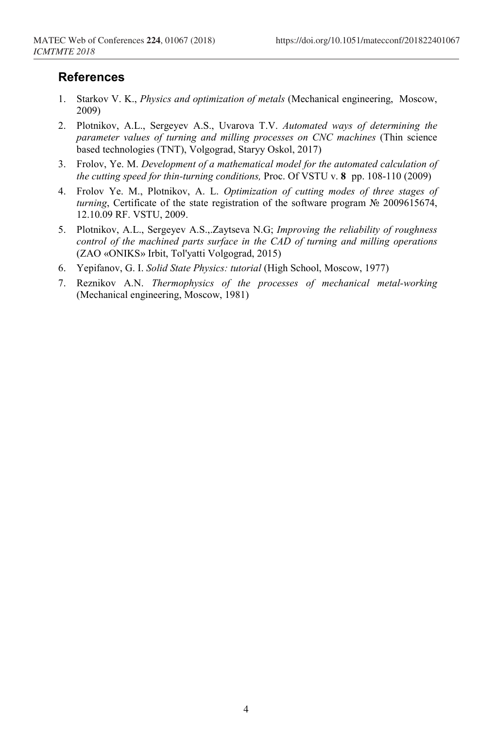## References

1. Starkov V. K., *Physics and optimization of metals* (Mechanical engineering, Moscow, 2009)
2. Plotnikov, A.L., Sergeyev A.S., Uvarova T.V. *Automated ways of determining the parameter values of turning and milling processes on CNC machines* (Thin science based technologies (TNT), Volgograd, Staryy Oskol, 2017)
3. Frolov, Ye. M. *Development of a mathematical model for the automated calculation of the cutting speed for thin-turning conditions,* Proc. Of VSTU v. **8** pp. 108-110 (2009)
4. Frolov Ye. M., Plotnikov, A. L. *Optimization of cutting modes of three stages of turning*, Certificate of the state registration of the software program № 2009615674, 12.10.09 RF. VSTU, 2009.
5. Plotnikov, A.L., Sergeyev A.S.,.Zaytseva N.G; *Improving the reliability of roughness control of the machined parts surface in the CAD of turning and milling operations* (ZAO «ONIKS» Irbit, Tol'yatti Volgograd, 2015)
6. Yepifanov, G. I. *Solid State Physics: tutorial* (High School, Moscow, 1977)
7. Reznikov A.N. *Thermophysics of the processes of mechanical metal-working* (Mechanical engineering, Moscow, 1981)